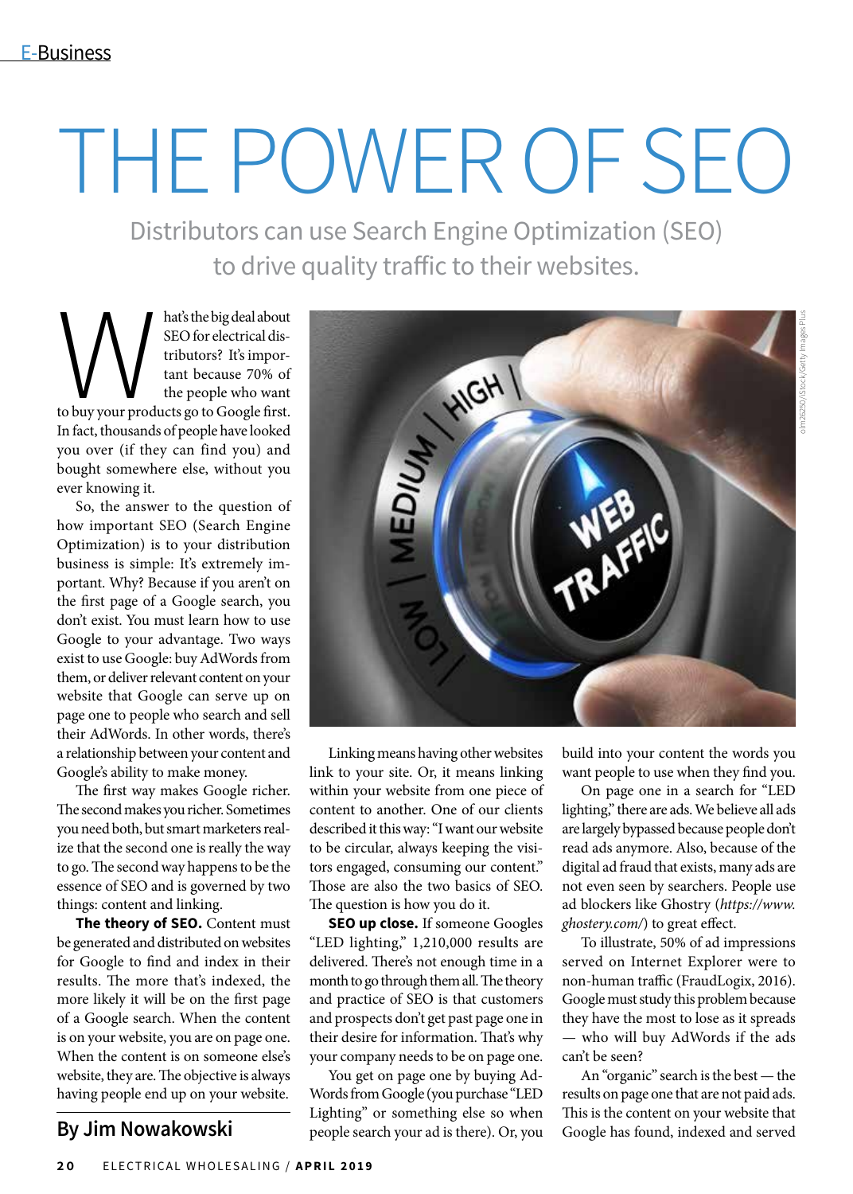E-Business

# THE POWER OF SEO

Distributors can use Search Engine Optimization (SEO) to drive quality traffic to their websites.

What's the big deal about SEO for electrical distributors? It's important because 70% of the people who want to buy your products go to Google first. In fact, thousands of people have looked you over (if they can find you) and bought somewhere else, without you ever knowing it.

So, the answer to the question of how important SEO (Search Engine Optimization) is to your distribution business is simple: It's extremely important. Why? Because if you aren't on the first page of a Google search, you don't exist. You must learn how to use Google to your advantage. Two ways exist to use Google: buy AdWords from them, or deliver relevant content on your website that Google can serve up on page one to people who search and sell their AdWords. In other words, there's a relationship between your content and Google's ability to make money.

The first way makes Google richer. The second makes you richer. Sometimes you need both, but smart marketers realize that the second one is really the way to go. The second way happens to be the essence of SEO and is governed by two things: content and linking.

**The theory of SEO.** Content must be generated and distributed on websites for Google to find and index in their results. The more that's indexed, the more likely it will be on the first page of a Google search. When the content is on your website, you are on page one. When the content is on someone else's website, they are. The objective is always having people end up on your website.

**By Jim Nowakowski**

Linking means having other websites link to your site. Or, it means linking within your website from one piece of content to another. One of our clients described it this way: "I want our website to be circular, always keeping the visitors engaged, consuming our content." Those are also the two basics of SEO. The question is how you do it.

**SEO up close.** If someone Googles "LED lighting," 1,210,000 results are delivered. There's not enough time in a month to go through them all. The theory and practice of SEO is that customers and prospects don't get past page one in their desire for information. That's why your company needs to be on page one.

You get on page one by buying AdWords from Google (you purchase "LED Lighting" or something else so when people search your ad is there). Or, you build into your content the words you want people to use when they find you.

On page one in a search for "LED lighting," there are ads. We believe all ads are largely bypassed because people don't read ads anymore. Also, because of the digital ad fraud that exists, many ads are not even seen by searchers. People use ad blockers like Ghostry (*https://www.ghostery.com/*) to great effect.

To illustrate, 50% of ad impressions served on Internet Explorer were to non-human traffic (FraudLogix, 2016). Google must study this problem because they have the most to lose as it spreads — who will buy AdWords if the ads can't be seen?

An "organic" search is the best — the results on page one that are not paid ads. This is the content on your website that Google has found, indexed and served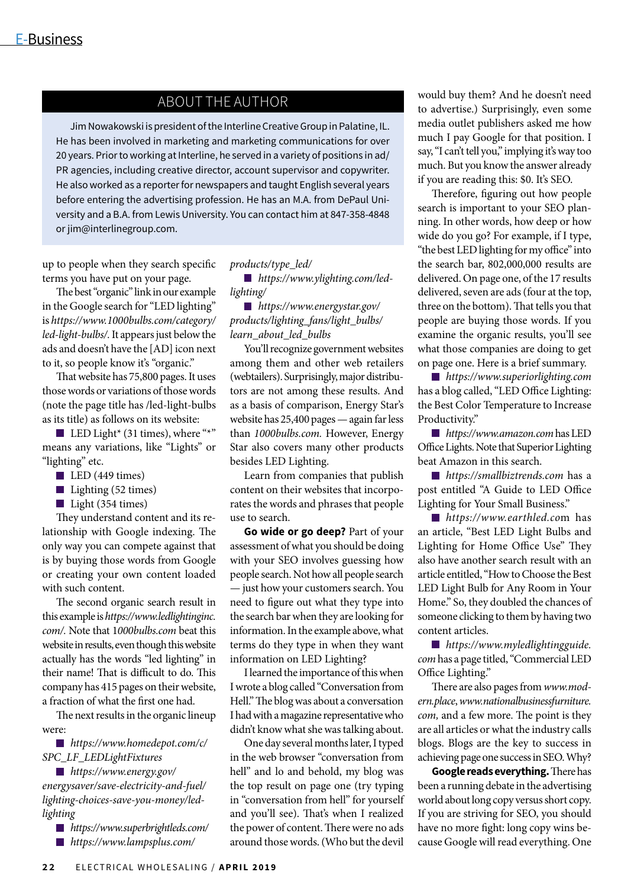## ABOUT THE AUTHOR

Jim Nowakowski is president of the Interline Creative Group in Palatine, IL. He has been involved in marketing and marketing communications for over 20 years. Prior to working at Interline, he served in a variety of positions in ad/PR agencies, including creative director, account supervisor and copywriter. He also worked as a reporter for newspapers and taught English several years before entering the advertising profession. He has an M.A. from DePaul University and a B.A. from Lewis University. You can contact him at 847-358-4848 or jim@interlinegroup.com.

up to people when they search specific terms you have put on your page.

The best "organic" link in our example in the Google search for "LED lighting" is *https://www.1000bulbs.com/category/led-light-bulbs/.* It appears just below the ads and doesn't have the [AD] icon next to it, so people know it's "organic."

That website has 75,800 pages. It uses those words or variations of those words (note the page title has /led-light-bulbs as its title) as follows on its website:

- LED Light* (31 times), where "*" means any variations, like "Lights" or "lighting" etc.
- LED (449 times)
- Lighting (52 times)
- Light (354 times)

They understand content and its relationship with Google indexing. The only way you can compete against that is by buying those words from Google or creating your own content loaded with such content.

The second organic search result in this example is *https://www.ledlightinginc.com/.* Note that *1000bulbs.com* beat this website in results, even though this website actually has the words "led lighting" in their name! That is difficult to do. This company has 415 pages on their website, a fraction of what the first one had.

The next results in the organic lineup were:

- *https://www.homedepot.com/c/SPC_LF_LEDLightFixtures*
- *https://www.energy.gov/energysaver/save-electricity-and-fuel/lighting-choices-save-you-money/led-lighting*
- *https://www.superbrightleds.com/*
- *https://www.lampsplus.com/products/type_led/*
- *https://www.ylighting.com/led-lighting/*
- *https://www.energystar.gov/products/lighting_fans/light_bulbs/learn_about_led_bulbs*

You'll recognize government websites among them and other web retailers (webtailers). Surprisingly, major distributors are not among these results. And as a basis of comparison, Energy Star's website has 25,400 pages — again far less than *1000bulbs.com.* However, Energy Star also covers many other products besides LED Lighting.

Learn from companies that publish content on their websites that incorporates the words and phrases that people use to search.

**Go wide or go deep?** Part of your assessment of what you should be doing with your SEO involves guessing how people search. Not how all people search — just how your customers search. You need to figure out what they type into the search bar when they are looking for information. In the example above, what terms do they type in when they want information on LED Lighting?

I learned the importance of this when I wrote a blog called "Conversation from Hell." The blog was about a conversation I had with a magazine representative who didn't know what she was talking about.

One day several months later, I typed in the web browser "conversation from hell" and lo and behold, my blog was the top result on page one (try typing in "conversation from hell" for yourself and you'll see). That's when I realized the power of content. There were no ads around those words. (Who but the devil would buy them? And he doesn't need to advertise.) Surprisingly, even some media outlet publishers asked me how much I pay Google for that position. I say, "I can't tell you," implying it's way too much. But you know the answer already if you are reading this: $0. It's SEO.

Therefore, figuring out how people search is important to your SEO planning. In other words, how deep or how wide do you go? For example, if I type, "the best LED lighting for my office" into the search bar, 802,000,000 results are delivered. On page one, of the 17 results delivered, seven are ads (four at the top, three on the bottom). That tells you that people are buying those words. If you examine the organic results, you'll see what those companies are doing to get on page one. Here is a brief summary.

- *https://www.superiorlighting.com* has a blog called, "LED Office Lighting: the Best Color Temperature to Increase Productivity."
- *https://www.amazon.com* has LED Office Lights. Note that Superior Lighting beat Amazon in this search.
- *https://smallbiztrends.com* has a post entitled "A Guide to LED Office Lighting for Your Small Business."
- *https://www.earthled.com* has an article, "Best LED Light Bulbs and Lighting for Home Office Use." They also have another search result with an article entitled, "How to Choose the Best LED Light Bulb for Any Room in Your Home." So, they doubled the chances of someone clicking to them by having two content articles.
- *https://www.myledlightingguide.com* has a page titled, "Commercial LED Office Lighting."

There are also pages from *www.modern.place*, *www.nationalbusinessfurniture.com,* and a few more. The point is they are all articles or what the industry calls blogs. Blogs are the key to success in achieving page one success in SEO. Why?

**Google reads everything.** There has been a running debate in the advertising world about long copy versus short copy. If you are striving for SEO, you should have no more fight: long copy wins because Google will read everything. One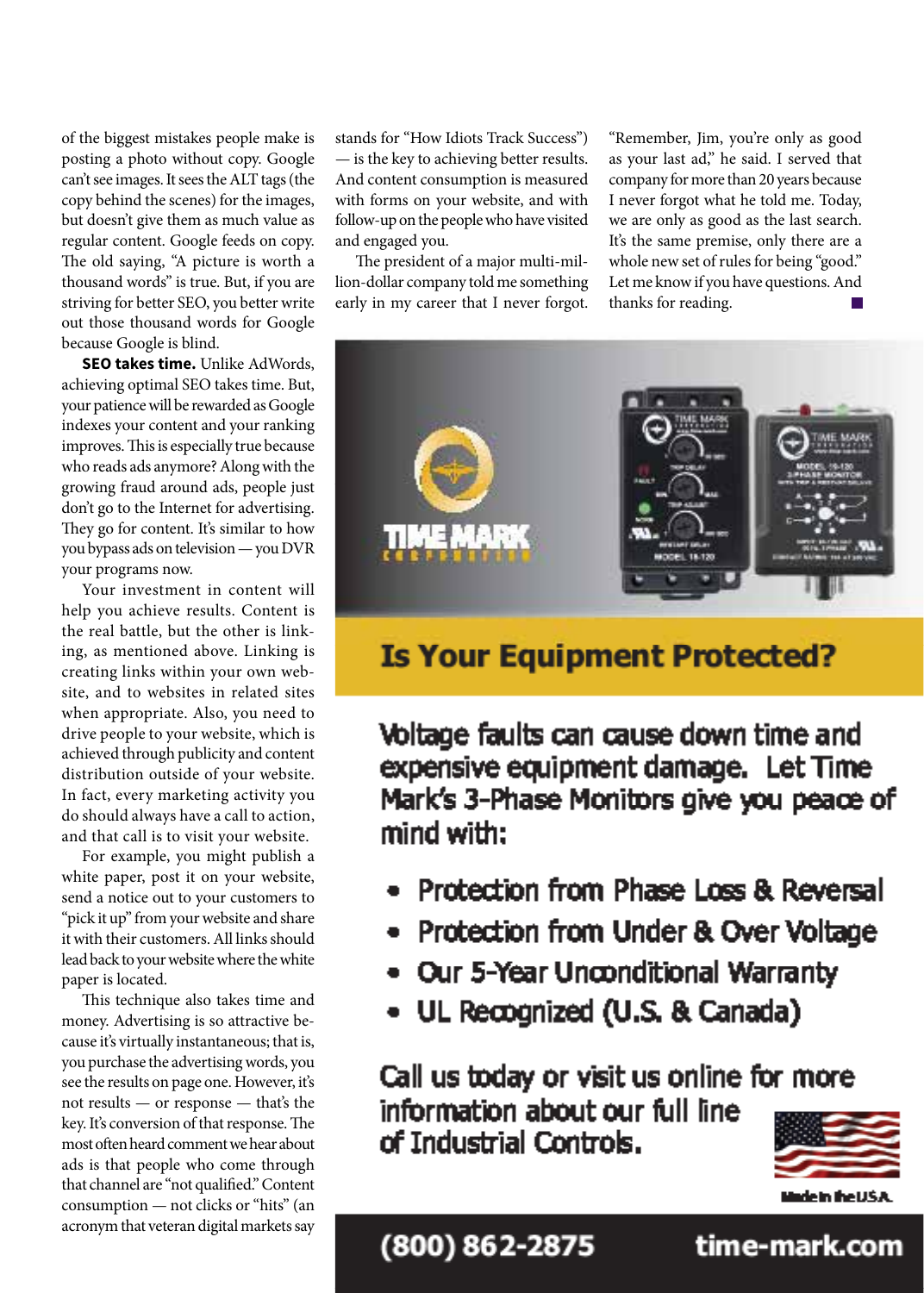of the biggest mistakes people make is posting a photo without copy. Google can't see images. It sees the ALT tags (the copy behind the scenes) for the images, but doesn't give them as much value as regular content. Google feeds on copy. The old saying, "A picture is worth a thousand words" is true. But, if you are striving for better SEO, you better write out those thousand words for Google because Google is blind.

**SEO takes time.** Unlike AdWords, achieving optimal SEO takes time. But, your patience will be rewarded as Google indexes your content and your ranking improves. This is especially true because who reads ads anymore? Along with the growing fraud around ads, people just don't go to the Internet for advertising. They go for content. It's similar to how you bypass ads on television — you DVR your programs now.

Your investment in content will help you achieve results. Content is the real battle, but the other is linking, as mentioned above. Linking is creating links within your own website, and to websites in related sites when appropriate. Also, you need to drive people to your website, which is achieved through publicity and content distribution outside of your website. In fact, every marketing activity you do should always have a call to action, and that call is to visit your website.

For example, you might publish a white paper, post it on your website, send a notice out to your customers to "pick it up" from your website and share it with their customers. All links should lead back to your website where the white paper is located.

This technique also takes time and money. Advertising is so attractive because it's virtually instantaneous; that is, you purchase the advertising words, you see the results on page one. However, it's not results — or response — that's the key. It's conversion of that response. The most often heard comment we hear about ads is that people who come through that channel are "not qualified." Content consumption — not clicks or "hits" (an acronym that veteran digital markets say stands for "How Idiots Track Success") — is the key to achieving better results. And content consumption is measured with forms on your website, and with follow-up on the people who have visited and engaged you.

The president of a major multi-million-dollar company told me something early in my career that I never forgot. "Remember, Jim, you're only as good as your last ad," he said. I served that company for more than 20 years because I never forgot what he told me. Today, we are only as good as the last search. It's the same premise, only there are a whole new set of rules for being "good." Let me know if you have questions. And thanks for reading. ■

TIME MARK CORPORATION

**Is Your Equipment Protected?**

Voltage faults can cause down time and expensive equipment damage. Let Time Mark's 3-Phase Monitors give you peace of mind with:

- Protection from Phase Loss & Reversal
- Protection from Under & Over Voltage
- Our 5-Year Unconditional Warranty
- UL Recognized (U.S. & Canada)

Call us today or visit us online for more information about our full line of Industrial Controls.

Made in the USA

(800) 862-2875 time-mark.com